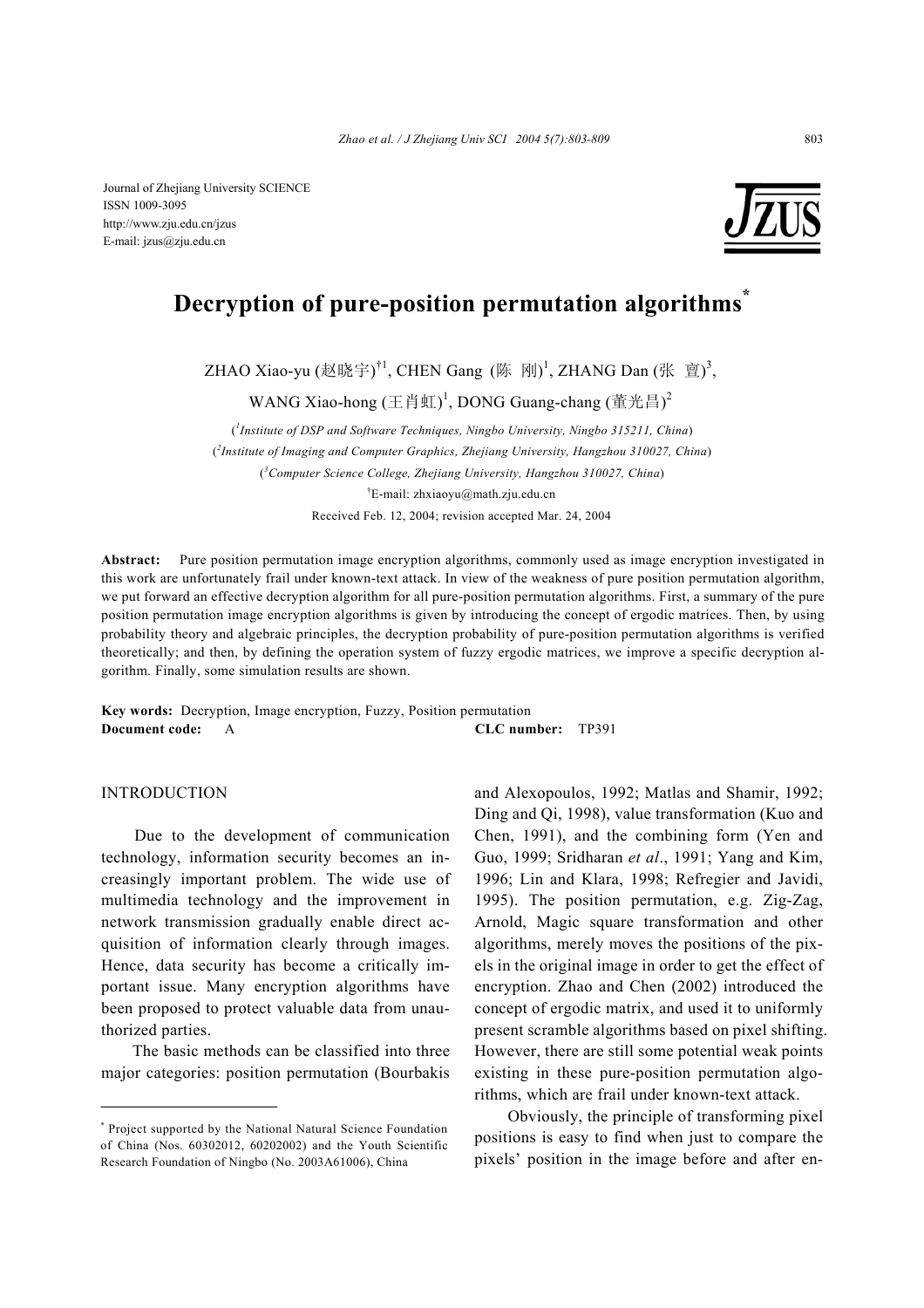Journal of Zhejiang University SCIENCE
ISSN 1009-3095
http://www.zju.edu.cn/jzus
E-mail: jzus@zju.edu.cn

# Decryption of pure-position permutation algorithms*

ZHAO Xiao-yu (赵晓宇)[†1], CHEN Gang (陈 刚)[1], ZHANG Dan (张 亶)[3], WANG Xiao-hong (王肖虹)[1], DONG Guang-chang (董光昌)[2]

([1]Institute of DSP and Software Techniques, Ningbo University, Ningbo 315211, China)

([2]Institute of Imaging and Computer Graphics, Zhejiang University, Hangzhou 310027, China)

([3]Computer Science College, Zhejiang University, Hangzhou 310027, China)

[†]E-mail: zhxiaoyu@math.zju.edu.cn

Received Feb. 12, 2004; revision accepted Mar. 24, 2004

**Abstract:** Pure position permutation image encryption algorithms, commonly used as image encryption investigated in this work are unfortunately frail under known-text attack. In view of the weakness of pure position permutation algorithm, we put forward an effective decryption algorithm for all pure-position permutation algorithms. First, a summary of the pure position permutation image encryption algorithms is given by introducing the concept of ergodic matrices. Then, by using probability theory and algebraic principles, the decryption probability of pure-position permutation algorithms is verified theoretically; and then, by defining the operation system of fuzzy ergodic matrices, we improve a specific decryption algorithm. Finally, some simulation results are shown.

**Key words:** Decryption, Image encryption, Fuzzy, Position permutation
**Document code:** A **CLC number:** TP391

## INTRODUCTION

Due to the development of communication technology, information security becomes an increasingly important problem. The wide use of multimedia technology and the improvement in network transmission gradually enable direct acquisition of information clearly through images. Hence, data security has become a critically important issue. Many encryption algorithms have been proposed to protect valuable data from unauthorized parties.

The basic methods can be classified into three major categories: position permutation (Bourbakis and Alexopoulos, 1992; Matlas and Shamir, 1992; Ding and Qi, 1998), value transformation (Kuo and Chen, 1991), and the combining form (Yen and Guo, 1999; Sridharan *et al*., 1991; Yang and Kim, 1996; Lin and Klara, 1998; Refregier and Javidi, 1995). The position permutation, e.g. Zig-Zag, Arnold, Magic square transformation and other algorithms, merely moves the positions of the pixels in the original image in order to get the effect of encryption. Zhao and Chen (2002) introduced the concept of ergodic matrix, and used it to uniformly present scramble algorithms based on pixel shifting. However, there are still some potential weak points existing in these pure-position permutation algorithms, which are frail under known-text attack.

Obviously, the principle of transforming pixel positions is easy to find when just to compare the pixels' position in the image before and after en-

---

* Project supported by the National Natural Science Foundation of China (Nos. 60302012, 60202002) and the Youth Scientific Research Foundation of Ningbo (No. 2003A61006), China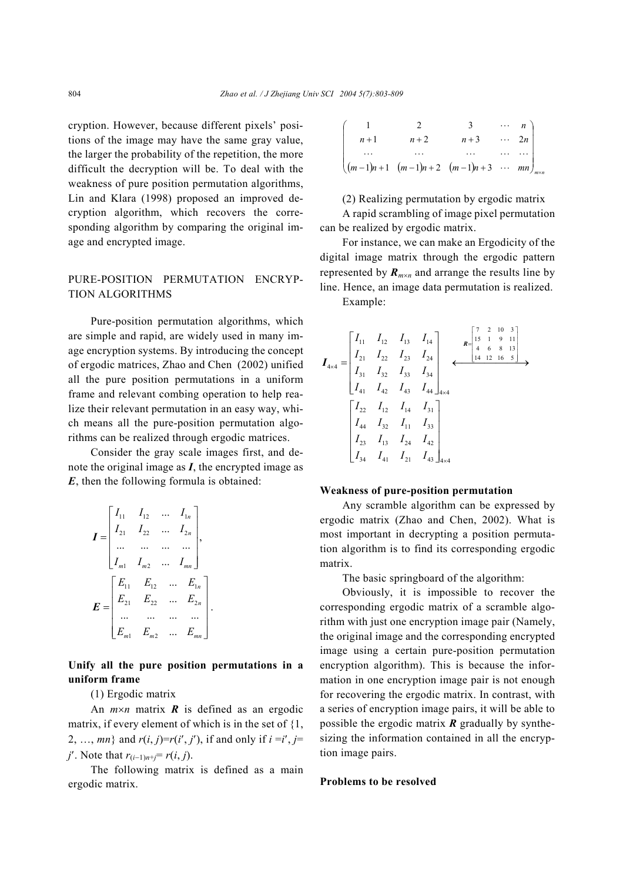cryption. However, because different pixels' positions of the image may have the same gray value, the larger the probability of the repetition, the more difficult the decryption will be. To deal with the weakness of pure position permutation algorithms, Lin and Klara (1998) proposed an improved decryption algorithm, which recovers the corresponding algorithm by comparing the original image and encrypted image.

## PURE-POSITION PERMUTATION ENCRYPTION ALGORITHMS

Pure-position permutation algorithms, which are simple and rapid, are widely used in many image encryption systems. By introducing the concept of ergodic matrices, Zhao and Chen (2002) unified all the pure position permutations in a uniform frame and relevant combing operation to help realize their relevant permutation in an easy way, which means all the pure-position permutation algorithms can be realized through ergodic matrices.

Consider the gray scale images first, and denote the original image as $\boldsymbol{I}$, the encrypted image as $\boldsymbol{E}$, then the following formula is obtained:

$$\boldsymbol{I}=\begin{bmatrix} I_{11} & I_{12} & \dots & I_{1n} \\ I_{21} & I_{22} & \dots & I_{2n} \\ \dots & \dots & \dots & \dots \\ I_{m1} & I_{m2} & \dots & I_{mn} \end{bmatrix},$$

$$\boldsymbol{E}=\begin{bmatrix} E_{11} & E_{12} & \dots & E_{1n} \\ E_{21} & E_{22} & \dots & E_{2n} \\ \dots & \dots & \dots & \dots \\ E_{m1} & E_{m2} & \dots & E_{mn} \end{bmatrix}.$$

### Unify all the pure position permutations in a uniform frame

(1) Ergodic matrix

An $m\times n$ matrix $\boldsymbol{R}$ is defined as an ergodic matrix, if every element of which is in the set of {1, 2, …, $mn$} and $r(i, j)=r(i', j')$, if and only if $i=i'$, $j=j'$. Note that $r_{(i-1)n+j}=r(i, j)$.

The following matrix is defined as a main ergodic matrix.

$$\begin{pmatrix} 1 & 2 & 3 & \cdots & n \\ n+1 & n+2 & n+3 & \cdots & 2n \\ \cdots & \cdots & \cdots & \cdots & \cdots \\ (m-1)n+1 & (m-1)n+2 & (m-1)n+3 & \cdots & mn \end{pmatrix}_{m\times n}$$

(2) Realizing permutation by ergodic matrix

A rapid scrambling of image pixel permutation can be realized by ergodic matrix.

For instance, we can make an Ergodicity of the digital image matrix through the ergodic pattern represented by $\boldsymbol{R}_{m\times n}$ and arrange the results line by line. Hence, an image data permutation is realized.

Example:

$$\boldsymbol{I}_{4\times 4}=\begin{bmatrix} I_{11} & I_{12} & I_{13} & I_{14} \\ I_{21} & I_{22} & I_{23} & I_{24} \\ I_{31} & I_{32} & I_{33} & I_{34} \\ I_{41} & I_{42} & I_{43} & I_{44} \end{bmatrix}_{4\times 4} \xleftrightarrow{\boldsymbol{R}=\begin{bmatrix} 7 & 2 & 10 & 3 \\ 15 & 1 & 9 & 11 \\ 4 & 6 & 8 & 13 \\ 14 & 12 & 16 & 5 \end{bmatrix}}$$

$$\begin{bmatrix} I_{22} & I_{12} & I_{14} & I_{31} \\ I_{44} & I_{32} & I_{11} & I_{33} \\ I_{23} & I_{13} & I_{24} & I_{42} \\ I_{34} & I_{41} & I_{21} & I_{43} \end{bmatrix}_{4\times 4}$$

### Weakness of pure-position permutation

Any scramble algorithm can be expressed by ergodic matrix (Zhao and Chen, 2002). What is most important in decrypting a position permutation algorithm is to find its corresponding ergodic matrix.

The basic springboard of the algorithm:

Obviously, it is impossible to recover the corresponding ergodic matrix of a scramble algorithm with just one encryption image pair (Namely, the original image and the corresponding encrypted image using a certain pure-position permutation encryption algorithm). This is because the information in one encryption image pair is not enough for recovering the ergodic matrix. In contrast, with a series of encryption image pairs, it will be able to possible the ergodic matrix $\boldsymbol{R}$ gradually by synthesizing the information contained in all the encryption image pairs.

### Problems to be resolved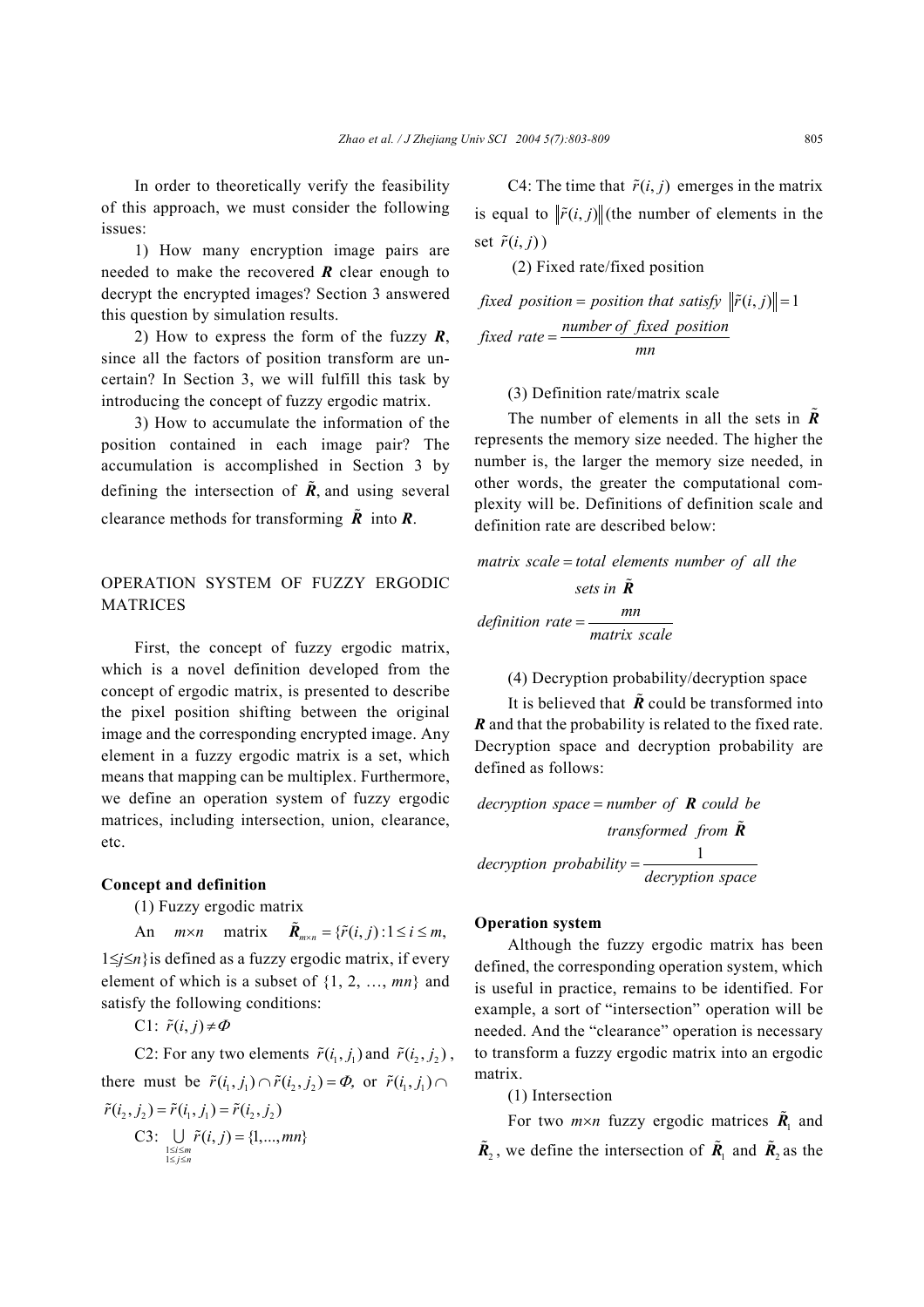In order to theoretically verify the feasibility of this approach, we must consider the following issues:

1) How many encryption image pairs are needed to make the recovered $\boldsymbol{R}$ clear enough to decrypt the encrypted images? Section 3 answered this question by simulation results.

2) How to express the form of the fuzzy $\boldsymbol{R}$, since all the factors of position transform are uncertain? In Section 3, we will fulfill this task by introducing the concept of fuzzy ergodic matrix.

3) How to accumulate the information of the position contained in each image pair? The accumulation is accomplished in Section 3 by defining the intersection of $\tilde{\boldsymbol{R}}$, and using several clearance methods for transforming $\tilde{\boldsymbol{R}}$ into $\boldsymbol{R}$.

## OPERATION SYSTEM OF FUZZY ERGODIC MATRICES

First, the concept of fuzzy ergodic matrix, which is a novel definition developed from the concept of ergodic matrix, is presented to describe the pixel position shifting between the original image and the corresponding encrypted image. Any element in a fuzzy ergodic matrix is a set, which means that mapping can be multiplex. Furthermore, we define an operation system of fuzzy ergodic matrices, including intersection, union, clearance, etc.

### Concept and definition

(1) Fuzzy ergodic matrix

An $m\times n$ matrix $\tilde{\boldsymbol{R}}_{m\times n}=\{\tilde{r}(i,j):1\le i\le m, 1\le j\le n\}$ is defined as a fuzzy ergodic matrix, if every element of which is a subset of $\{1, 2, \ldots, mn\}$ and satisfy the following conditions:

C1: $\tilde{r}(i,j)\ne\Phi$

C2: For any two elements $\tilde{r}(i_1,j_1)$ and $\tilde{r}(i_2,j_2)$, there must be $\tilde{r}(i_1,j_1)\cap\tilde{r}(i_2,j_2)=\Phi$, or $\tilde{r}(i_1,j_1)\cap\tilde{r}(i_2,j_2)=\tilde{r}(i_1,j_1)=\tilde{r}(i_2,j_2)$

C3: $\bigcup\limits_{\substack{1\le i\le m\\ 1\le j\le n}}\tilde{r}(i,j)=\{1,\ldots,mn\}$

C4: The time that $\tilde{r}(i,j)$ emerges in the matrix is equal to $\|\tilde{r}(i,j)\|$ (the number of elements in the set $\tilde{r}(i,j)$)

(2) Fixed rate/fixed position

$$fixed\ \ position = position\ \ that\ \ satisfy\ \ \|\tilde{r}(i,j)\|=1$$

$$fixed\ \ rate=\frac{number\ \ of\ \ fixed\ \ position}{mn}$$

(3) Definition rate/matrix scale

The number of elements in all the sets in $\tilde{\boldsymbol{R}}$ represents the memory size needed. The higher the number is, the larger the memory size needed, in other words, the greater the computational complexity will be. Definitions of definition scale and definition rate are described below:

$$matrix\ \ scale = total\ \ elements\ \ number\ \ of\ \ all\ \ the\ \ sets\ \ in\ \ \tilde{\boldsymbol{R}}$$

$$definition\ \ rate=\frac{mn}{matrix\ \ scale}$$

(4) Decryption probability/decryption space

It is believed that $\tilde{\boldsymbol{R}}$ could be transformed into $\boldsymbol{R}$ and that the probability is related to the fixed rate. Decryption space and decryption probability are defined as follows:

$$decryption\ \ space = number\ \ of\ \ \boldsymbol{R}\ \ could\ \ be\ \ transformed\ \ from\ \ \tilde{\boldsymbol{R}}$$

$$decryption\ \ probability=\frac{1}{decryption\ \ space}$$

### Operation system

Although the fuzzy ergodic matrix has been defined, the corresponding operation system, which is useful in practice, remains to be identified. For example, a sort of "intersection" operation will be needed. And the "clearance" operation is necessary to transform a fuzzy ergodic matrix into an ergodic matrix.

(1) Intersection

For two $m\times n$ fuzzy ergodic matrices $\tilde{\boldsymbol{R}}_1$ and $\tilde{\boldsymbol{R}}_2$, we define the intersection of $\tilde{\boldsymbol{R}}_1$ and $\tilde{\boldsymbol{R}}_2$ as the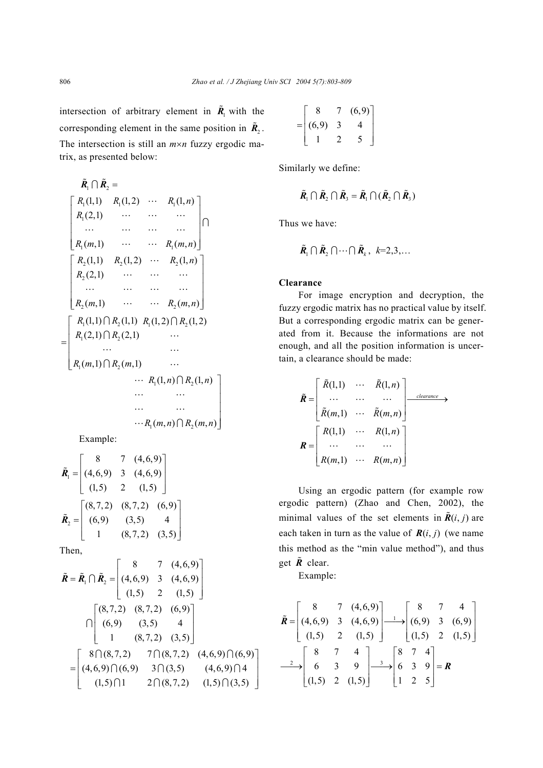intersection of arbitrary element in $\tilde{\boldsymbol{R}}_1$ with the corresponding element in the same position in $\tilde{\boldsymbol{R}}_2$. The intersection is still an $m \times n$ fuzzy ergodic matrix, as presented below:

$$
\tilde{\boldsymbol{R}}_1 \cap \tilde{\boldsymbol{R}}_2 =
\begin{bmatrix}
R_1(1,1) & R_1(1,2) & \cdots & R_1(1,n) \\
R_1(2,1) & \cdots & \cdots & \cdots \\
\cdots & \cdots & \cdots & \cdots \\
R_1(m,1) & \cdots & \cdots & R_1(m,n)
\end{bmatrix}
\cap
\begin{bmatrix}
R_2(1,1) & R_2(1,2) & \cdots & R_2(1,n) \\
R_2(2,1) & \cdots & \cdots & \cdots \\
\cdots & \cdots & \cdots & \cdots \\
R_2(m,1) & \cdots & \cdots & R_2(m,n)
\end{bmatrix}
$$

$$
= \begin{bmatrix}
R_1(1,1) \cap R_2(1,1) & R_1(1,2) \cap R_2(1,2) & \cdots & R_1(1,n) \cap R_2(1,n) \\
R_1(2,1) \cap R_2(2,1) & \cdots & \cdots & \cdots \\
\cdots & \cdots & \cdots & \cdots \\
R_1(m,1) \cap R_2(m,1) & \cdots & \cdots & R_1(m,n) \cap R_2(m,n)
\end{bmatrix}
$$

Example:

$$
\tilde{\boldsymbol{R}}_1 = \begin{bmatrix} 8 & 7 & (4,6,9) \\ (4,6,9) & 3 & (4,6,9) \\ (1,5) & 2 & (1,5) \end{bmatrix}
$$

$$
\tilde{\boldsymbol{R}}_2 = \begin{bmatrix} (8,7,2) & (8,7,2) & (6,9) \\ (6,9) & (3,5) & 4 \\ 1 & (8,7,2) & (3,5) \end{bmatrix}
$$

Then,

$$
\tilde{\boldsymbol{R}} = \tilde{\boldsymbol{R}}_1 \cap \tilde{\boldsymbol{R}}_2 = \begin{bmatrix} 8 & 7 & (4,6,9) \\ (4,6,9) & 3 & (4,6,9) \\ (1,5) & 2 & (1,5) \end{bmatrix}
\cap \begin{bmatrix} (8,7,2) & (8,7,2) & (6,9) \\ (6,9) & (3,5) & 4 \\ 1 & (8,7,2) & (3,5) \end{bmatrix}
$$

$$
= \begin{bmatrix} 8 \cap (8,7,2) & 7 \cap (8,7,2) & (4,6,9) \cap (6,9) \\ (4,6,9) \cap (6,9) & 3 \cap (3,5) & (4,6,9) \cap 4 \\ (1,5) \cap 1 & 2 \cap (8,7,2) & (1,5) \cap (3,5) \end{bmatrix}
$$

$$
= \begin{bmatrix} 8 & 7 & (6,9) \\ (6,9) & 3 & 4 \\ 1 & 2 & 5 \end{bmatrix}
$$

Similarly we define:

$$
\tilde{\boldsymbol{R}}_1 \cap \tilde{\boldsymbol{R}}_2 \cap \tilde{\boldsymbol{R}}_3 = \tilde{\boldsymbol{R}}_1 \cap (\tilde{\boldsymbol{R}}_2 \cap \tilde{\boldsymbol{R}}_3)
$$

Thus we have:

$$
\tilde{\boldsymbol{R}}_1 \cap \tilde{\boldsymbol{R}}_2 \cap \cdots \cap \tilde{\boldsymbol{R}}_k, \quad k=2,3,\ldots
$$

**Clearance**

For image encryption and decryption, the fuzzy ergodic matrix has no practical value by itself. But a corresponding ergodic matrix can be generated from it. Because the informations are not enough, and all the position information is uncertain, a clearance should be made:

$$
\tilde{\boldsymbol{R}} = \begin{bmatrix} \tilde{R}(1,1) & \cdots & \tilde{R}(1,n) \\ \cdots & \cdots & \cdots \\ \tilde{R}(m,1) & \cdots & \tilde{R}(m,n) \end{bmatrix} \xrightarrow{clearance}
\boldsymbol{R} = \begin{bmatrix} R(1,1) & \cdots & R(1,n) \\ \cdots & \cdots & \cdots \\ R(m,1) & \cdots & R(m,n) \end{bmatrix}
$$

Using an ergodic pattern (for example row ergodic pattern) (Zhao and Chen, 2002), the minimal values of the set elements in $\tilde{\boldsymbol{R}}(i,j)$ are each taken in turn as the value of $\boldsymbol{R}(i,j)$ (we name this method as the "min value method"), and thus get $\tilde{\boldsymbol{R}}$ clear.

Example:

$$
\tilde{\boldsymbol{R}} = \begin{bmatrix} 8 & 7 & (4,6,9) \\ (4,6,9) & 3 & (4,6,9) \\ (1,5) & 2 & (1,5) \end{bmatrix} \xrightarrow{1} \begin{bmatrix} 8 & 7 & 4 \\ (6,9) & 3 & (6,9) \\ (1,5) & 2 & (1,5) \end{bmatrix}
$$

$$
\xrightarrow{2} \begin{bmatrix} 8 & 7 & 4 \\ 6 & 3 & 9 \\ (1,5) & 2 & (1,5) \end{bmatrix} \xrightarrow{3} \begin{bmatrix} 8 & 7 & 4 \\ 6 & 3 & 9 \\ 1 & 2 & 5 \end{bmatrix} = \boldsymbol{R}
$$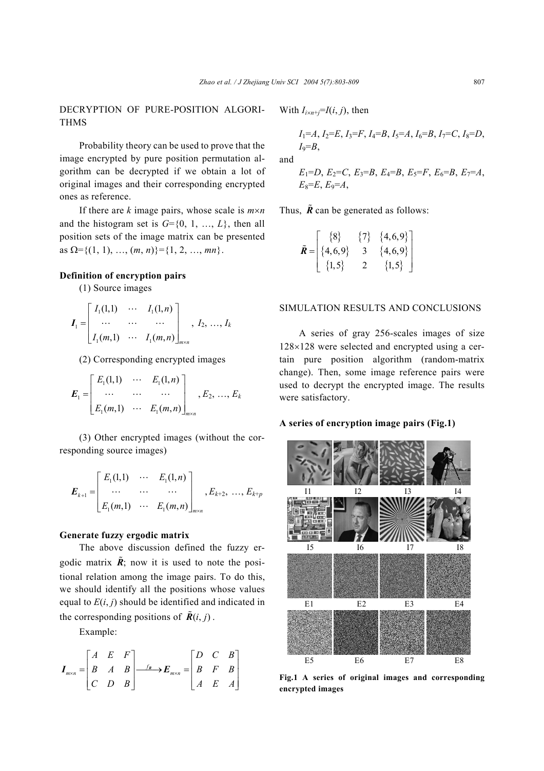## DECRYPTION OF PURE-POSITION ALGORITHMS

Probability theory can be used to prove that the image encrypted by pure position permutation algorithm can be decrypted if we obtain a lot of original images and their corresponding encrypted ones as reference.

If there are $k$ image pairs, whose scale is $m \times n$ and the histogram set is $G=\{0, 1, \ldots, L\}$, then all position sets of the image matrix can be presented as $\Omega=\{(1, 1), \ldots, (m, n)\}=\{1, 2, \ldots, mn\}$.

### Definition of encryption pairs

(1) Source images

$$\boldsymbol{I}_1 = \begin{bmatrix} I_1(1,1) & \cdots & I_1(1,n) \\ \cdots & \cdots & \cdots \\ I_1(m,1) & \cdots & I_1(m,n) \end{bmatrix}_{m \times n}, \; I_2, \ldots, I_k$$

(2) Corresponding encrypted images

$$\boldsymbol{E}_1 = \begin{bmatrix} E_1(1,1) & \cdots & E_1(1,n) \\ \cdots & \cdots & \cdots \\ E_1(m,1) & \cdots & E_1(m,n) \end{bmatrix}_{m \times n}, E_2, \ldots, E_k$$

(3) Other encrypted images (without the corresponding source images)

$$\boldsymbol{E}_{k+1} = \begin{bmatrix} E_1(1,1) & \cdots & E_1(1,n) \\ \cdots & \cdots & \cdots \\ E_1(m,1) & \cdots & E_1(m,n) \end{bmatrix}_{m \times n}, E_{k+2}, \ldots, E_{k+p}$$

### Generate fuzzy ergodic matrix

The above discussion defined the fuzzy ergodic matrix $\tilde{\boldsymbol{R}}$; now it is used to note the positional relation among the image pairs. To do this, we should identify all the positions whose values equal to $E(i, j)$ should be identified and indicated in the corresponding positions of $\tilde{\boldsymbol{R}}(i, j)$.

Example:

$$\boldsymbol{I}_{m \times n} = \begin{bmatrix} A & E & F \\ B & A & B \\ C & D & B \end{bmatrix} \xrightarrow{f_R} \boldsymbol{E}_{m \times n} = \begin{bmatrix} D & C & B \\ B & F & B \\ A & E & A \end{bmatrix}$$

With $I_{i \times n+j}=I(i, j)$, then

$I_1=A$, $I_2=E$, $I_3=F$, $I_4=B$, $I_5=A$, $I_6=B$, $I_7=C$, $I_8=D$, $I_9=B$,

and

$E_1=D$, $E_2=C$, $E_3=B$, $E_4=B$, $E_5=F$, $E_6=B$, $E_7=A$, $E_8=E$, $E_9=A$,

Thus, $\tilde{\boldsymbol{R}}$ can be generated as follows:

$$\tilde{\boldsymbol{R}} = \begin{bmatrix} \{8\} & \{7\} & \{4,6,9\} \\ \{4,6,9\} & 3 & \{4,6,9\} \\ \{1,5\} & 2 & \{1,5\} \end{bmatrix}$$

## SIMULATION RESULTS AND CONCLUSIONS

A series of gray 256-scales images of size 128×128 were selected and encrypted using a certain pure position algorithm (random-matrix change). Then, some image reference pairs were used to decrypt the encrypted image. The results were satisfactory.

### A series of encryption image pairs (Fig.1)

I1 I2 I3 I4

I5 I6 I7 I8

E1 E2 E3 E4

E5 E6 E7 E8

**Fig.1 A series of original images and corresponding encrypted images**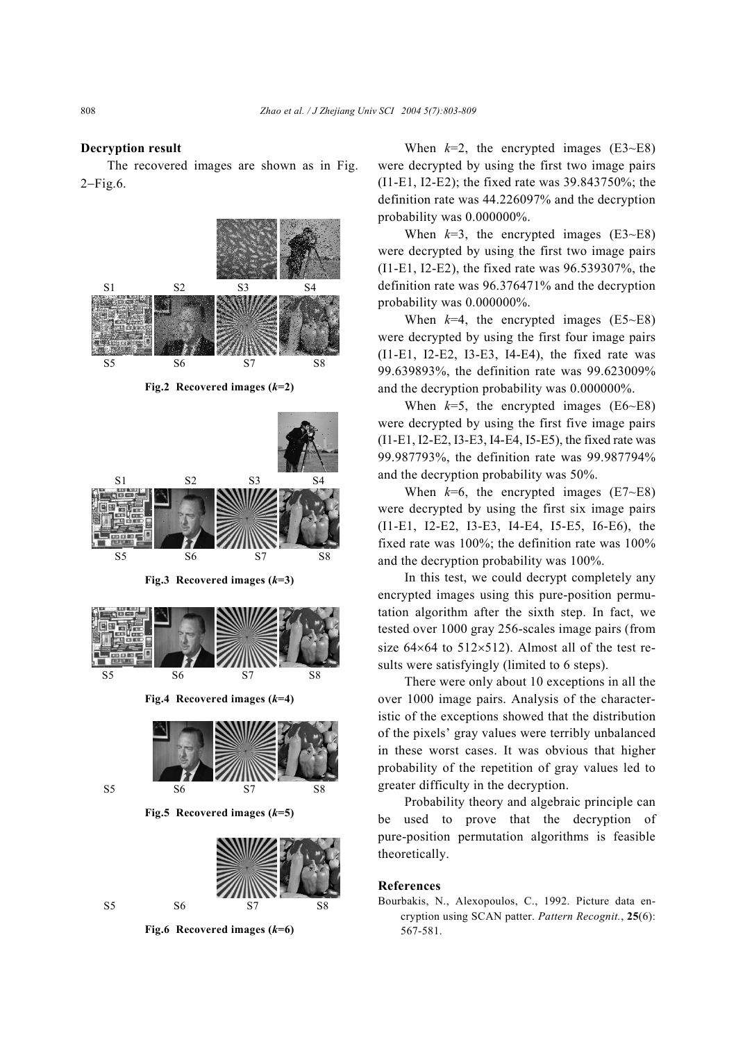### Decryption result

The recovered images are shown as in Fig. 2–Fig.6.

S1 S2 S3 S4

S5 S6 S7 S8

**Fig.2 Recovered images (*k*=2)**

S1 S2 S3 S4

S5 S6 S7 S8

**Fig.3 Recovered images (*k*=3)**

S5 S6 S7 S8

**Fig.4 Recovered images (*k*=4)**

S5 S6 S7 S8

**Fig.5 Recovered images (*k*=5)**

S5 S6 S7 S8

**Fig.6 Recovered images (*k*=6)**

When $k$=2, the encrypted images (E3~E8) were decrypted by using the first two image pairs (I1-E1, I2-E2); the fixed rate was 39.843750%; the definition rate was 44.226097% and the decryption probability was 0.000000%.

When $k$=3, the encrypted images (E3~E8) were decrypted by using the first two image pairs (I1-E1, I2-E2), the fixed rate was 96.539307%, the definition rate was 96.376471% and the decryption probability was 0.000000%.

When $k$=4, the encrypted images (E5~E8) were decrypted by using the first four image pairs (I1-E1, I2-E2, I3-E3, I4-E4), the fixed rate was 99.639893%, the definition rate was 99.623009% and the decryption probability was 0.000000%.

When $k$=5, the encrypted images (E6~E8) were decrypted by using the first five image pairs (I1-E1, I2-E2, I3-E3, I4-E4, I5-E5), the fixed rate was 99.987793%, the definition rate was 99.987794% and the decryption probability was 50%.

When $k$=6, the encrypted images (E7~E8) were decrypted by using the first six image pairs (I1-E1, I2-E2, I3-E3, I4-E4, I5-E5, I6-E6), the fixed rate was 100%; the definition rate was 100% and the decryption probability was 100%.

In this test, we could decrypt completely any encrypted images using this pure-position permutation algorithm after the sixth step. In fact, we tested over 1000 gray 256-scales image pairs (from size 64×64 to 512×512). Almost all of the test results were satisfyingly (limited to 6 steps).

There were only about 10 exceptions in all the over 1000 image pairs. Analysis of the characteristic of the exceptions showed that the distribution of the pixels' gray values were terribly unbalanced in these worst cases. It was obvious that higher probability of the repetition of gray values led to greater difficulty in the decryption.

Probability theory and algebraic principle can be used to prove that the decryption of pure-position permutation algorithms is feasible theoretically.

### References

Bourbakis, N., Alexopoulos, C., 1992. Picture data encryption using SCAN patter. *Pattern Recognit.*, **25**(6): 567-581.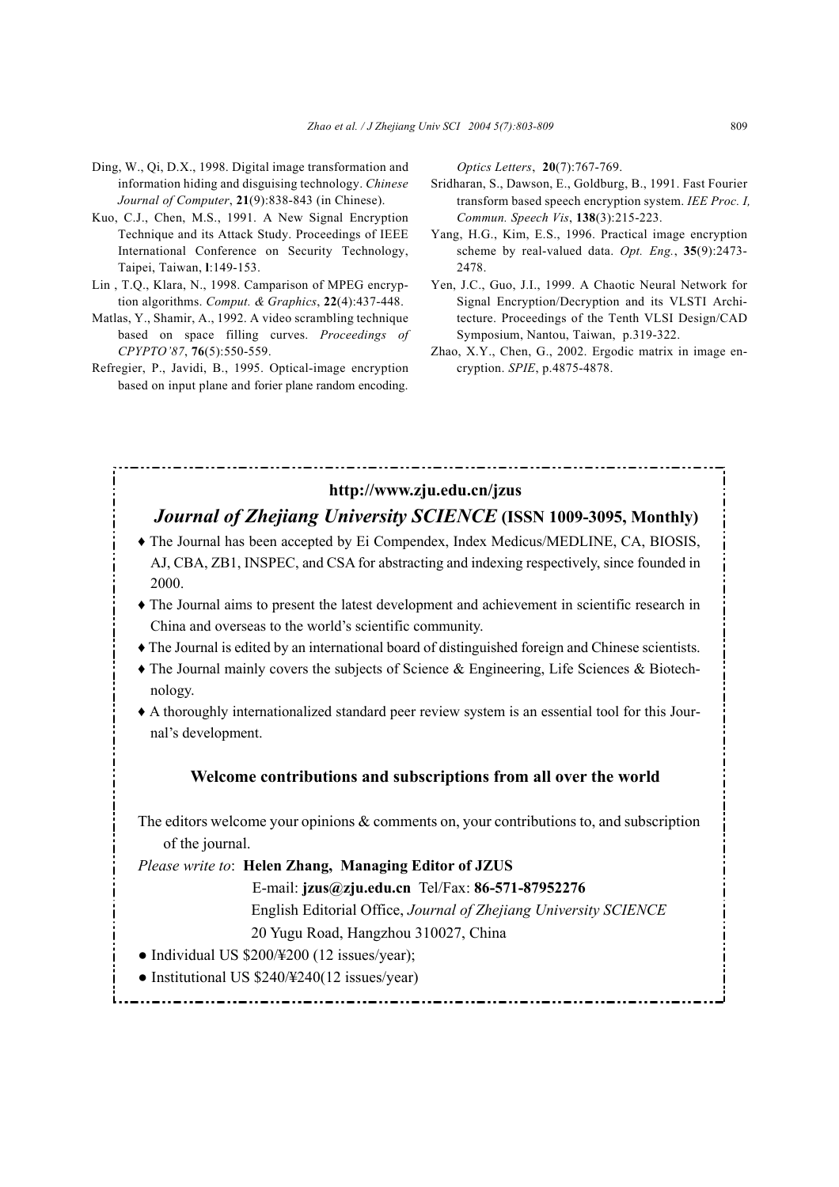Ding, W., Qi, D.X., 1998. Digital image transformation and information hiding and disguising technology. *Chinese Journal of Computer*, **21**(9):838-843 (in Chinese).

Kuo, C.J., Chen, M.S., 1991. A New Signal Encryption Technique and its Attack Study. Proceedings of IEEE International Conference on Security Technology, Taipei, Taiwan, **l**:149-153.

Lin , T.Q., Klara, N., 1998. Camparison of MPEG encryption algorithms. *Comput. & Graphics*, **22**(4):437-448.

Matlas, Y., Shamir, A., 1992. A video scrambling technique based on space filling curves. *Proceedings of CPYPTO'87*, **76**(5):550-559.

Refregier, P., Javidi, B., 1995. Optical-image encryption based on input plane and forier plane random encoding. *Optics Letters*, **20**(7):767-769.

Sridharan, S., Dawson, E., Goldburg, B., 1991. Fast Fourier transform based speech encryption system. *IEE Proc. I, Commun. Speech Vis*, **138**(3):215-223.

Yang, H.G., Kim, E.S., 1996. Practical image encryption scheme by real-valued data. *Opt. Eng.*, **35**(9):2473-2478.

Yen, J.C., Guo, J.I., 1999. A Chaotic Neural Network for Signal Encryption/Decryption and its VLSTI Architecture. Proceedings of the Tenth VLSI Design/CAD Symposium, Nantou, Taiwan, p.319-322.

Zhao, X.Y., Chen, G., 2002. Ergodic matrix in image encryption. *SPIE*, p.4875-4878.

---

**http://www.zju.edu.cn/jzus**

***Journal of Zhejiang University SCIENCE*** **(ISSN 1009-3095, Monthly)**

- ♦ The Journal has been accepted by Ei Compendex, Index Medicus/MEDLINE, CA, BIOSIS, AJ, CBA, ZB1, INSPEC, and CSA for abstracting and indexing respectively, since founded in 2000.
- ♦ The Journal aims to present the latest development and achievement in scientific research in China and overseas to the world's scientific community.
- ♦ The Journal is edited by an international board of distinguished foreign and Chinese scientists.
- ♦ The Journal mainly covers the subjects of Science & Engineering, Life Sciences & Biotechnology.
- ♦ A thoroughly internationalized standard peer review system is an essential tool for this Journal's development.

**Welcome contributions and subscriptions from all over the world**

The editors welcome your opinions & comments on, your contributions to, and subscription of the journal.

*Please write to*: **Helen Zhang, Managing Editor of JZUS**
E-mail: **jzus@zju.edu.cn** Tel/Fax: **86-571-87952276**
English Editorial Office, *Journal of Zhejiang University SCIENCE*
20 Yugu Road, Hangzhou 310027, China

- ● Individual US $200/¥200 (12 issues/year);
- ● Institutional US $240/¥240(12 issues/year)